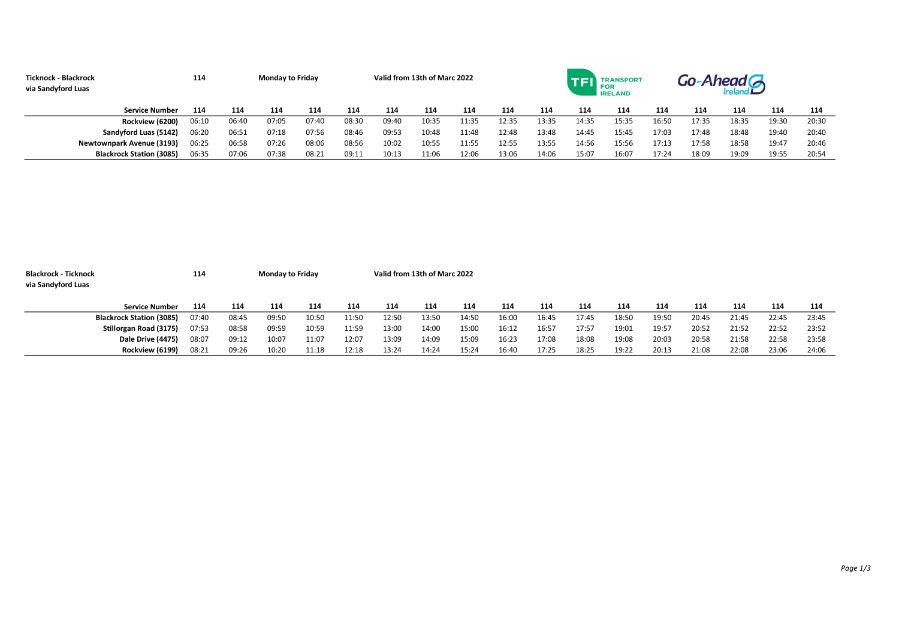**Ticknock - Blackrock via Sandyford Luas** **114** **Monday to Friday** **Valid from 13th of Marc 2022**

TFI TRANSPORT FOR IRELAND Go-Ahead Ireland

| Service Number | 114 | 114 | 114 | 114 | 114 | 114 | 114 | 114 | 114 | 114 | 114 | 114 | 114 | 114 | 114 | 114 | 114 |
|---|---|---|---|---|---|---|---|---|---|---|---|---|---|---|---|---|---|
| Rockview (6200) | 06:10 | 06:40 | 07:05 | 07:40 | 08:30 | 09:40 | 10:35 | 11:35 | 12:35 | 13:35 | 14:35 | 15:35 | 16:50 | 17:35 | 18:35 | 19:30 | 20:30 |
| Sandyford Luas (5142) | 06:20 | 06:51 | 07:18 | 07:56 | 08:46 | 09:53 | 10:48 | 11:48 | 12:48 | 13:48 | 14:45 | 15:45 | 17:03 | 17:48 | 18:48 | 19:40 | 20:40 |
| Newtownpark Avenue (3193) | 06:25 | 06:58 | 07:26 | 08:06 | 08:56 | 10:02 | 10:55 | 11:55 | 12:55 | 13:55 | 14:56 | 15:56 | 17:13 | 17:58 | 18:58 | 19:47 | 20:46 |
| Blackrock Station (3085) | 06:35 | 07:06 | 07:38 | 08:21 | 09:11 | 10:13 | 11:06 | 12:06 | 13:06 | 14:06 | 15:07 | 16:07 | 17:24 | 18:09 | 19:09 | 19:55 | 20:54 |

**Blackrock - Ticknock via Sandyford Luas** **114** **Monday to Friday** **Valid from 13th of Marc 2022**

| Service Number | 114 | 114 | 114 | 114 | 114 | 114 | 114 | 114 | 114 | 114 | 114 | 114 | 114 | 114 | 114 | 114 | 114 |
|---|---|---|---|---|---|---|---|---|---|---|---|---|---|---|---|---|---|
| Blackrock Station (3085) | 07:40 | 08:45 | 09:50 | 10:50 | 11:50 | 12:50 | 13:50 | 14:50 | 16:00 | 16:45 | 17:45 | 18:50 | 19:50 | 20:45 | 21:45 | 22:45 | 23:45 |
| Stillorgan Road (3175) | 07:53 | 08:58 | 09:59 | 10:59 | 11:59 | 13:00 | 14:00 | 15:00 | 16:12 | 16:57 | 17:57 | 19:01 | 19:57 | 20:52 | 21:52 | 22:52 | 23:52 |
| Dale Drive (4475) | 08:07 | 09:12 | 10:07 | 11:07 | 12:07 | 13:09 | 14:09 | 15:09 | 16:23 | 17:08 | 18:08 | 19:08 | 20:03 | 20:58 | 21:58 | 22:58 | 23:58 |
| Rockview (6199) | 08:21 | 09:26 | 10:20 | 11:18 | 12:18 | 13:24 | 14:24 | 15:24 | 16:40 | 17:25 | 18:25 | 19:22 | 20:13 | 21:08 | 22:08 | 23:06 | 24:06 |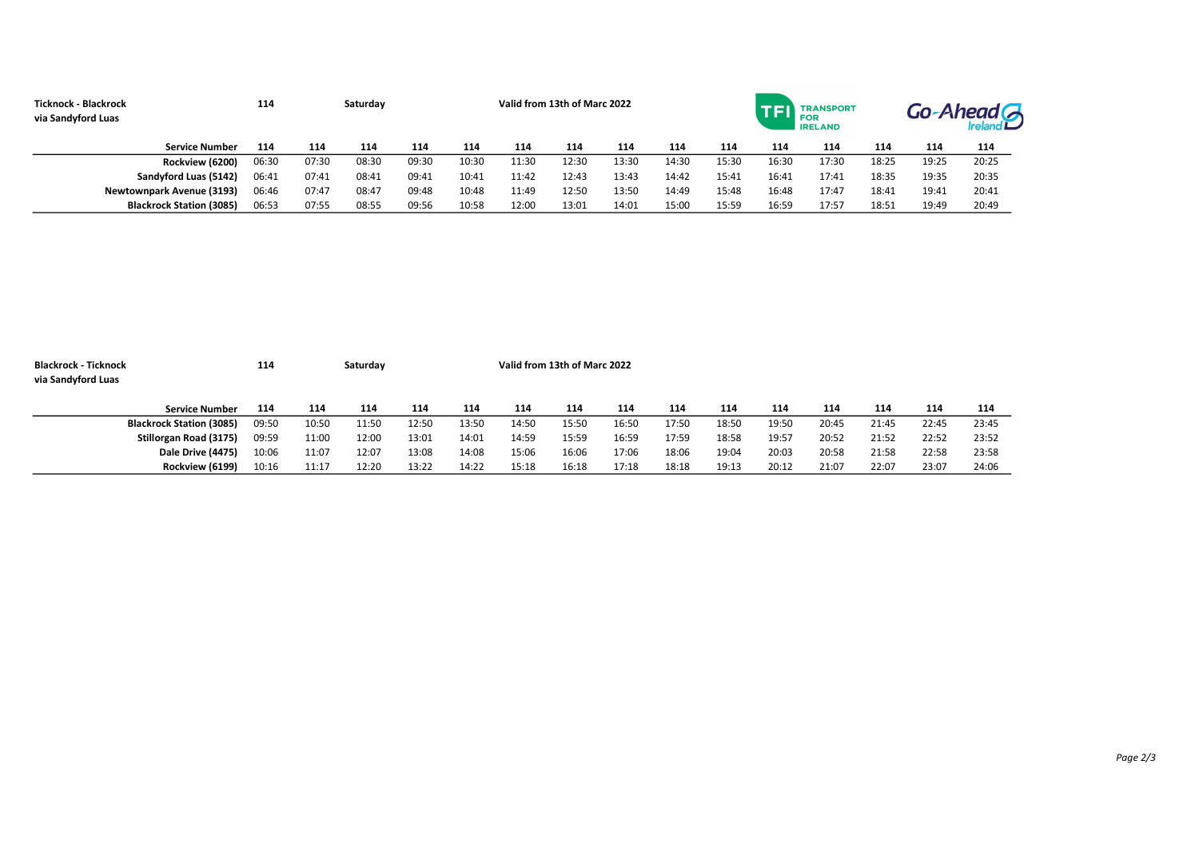**Ticknock - Blackrock**
**via Sandyford Luas**

**114** **Saturday** **Valid from 13th of Marc 2022**

TFI TRANSPORT FOR IRELAND

Go-Ahead Ireland

| Service Number | 114 | 114 | 114 | 114 | 114 | 114 | 114 | 114 | 114 | 114 | 114 | 114 | 114 | 114 | 114 |
|---|---|---|---|---|---|---|---|---|---|---|---|---|---|---|---|
| Rockview (6200) | 06:30 | 07:30 | 08:30 | 09:30 | 10:30 | 11:30 | 12:30 | 13:30 | 14:30 | 15:30 | 16:30 | 17:30 | 18:25 | 19:25 | 20:25 |
| Sandyford Luas (5142) | 06:41 | 07:41 | 08:41 | 09:41 | 10:41 | 11:42 | 12:43 | 13:43 | 14:42 | 15:41 | 16:41 | 17:41 | 18:35 | 19:35 | 20:35 |
| Newtownpark Avenue (3193) | 06:46 | 07:47 | 08:47 | 09:48 | 10:48 | 11:49 | 12:50 | 13:50 | 14:49 | 15:48 | 16:48 | 17:47 | 18:41 | 19:41 | 20:41 |
| Blackrock Station (3085) | 06:53 | 07:55 | 08:55 | 09:56 | 10:58 | 12:00 | 13:01 | 14:01 | 15:00 | 15:59 | 16:59 | 17:57 | 18:51 | 19:49 | 20:49 |

**Blackrock - Ticknock**
**via Sandyford Luas**

**114** **Saturday** **Valid from 13th of Marc 2022**

| Service Number | 114 | 114 | 114 | 114 | 114 | 114 | 114 | 114 | 114 | 114 | 114 | 114 | 114 | 114 | 114 |
|---|---|---|---|---|---|---|---|---|---|---|---|---|---|---|---|
| Blackrock Station (3085) | 09:50 | 10:50 | 11:50 | 12:50 | 13:50 | 14:50 | 15:50 | 16:50 | 17:50 | 18:50 | 19:50 | 20:45 | 21:45 | 22:45 | 23:45 |
| Stillorgan Road (3175) | 09:59 | 11:00 | 12:00 | 13:01 | 14:01 | 14:59 | 15:59 | 16:59 | 17:59 | 18:58 | 19:57 | 20:52 | 21:52 | 22:52 | 23:52 |
| Dale Drive (4475) | 10:06 | 11:07 | 12:07 | 13:08 | 14:08 | 15:06 | 16:06 | 17:06 | 18:06 | 19:04 | 20:03 | 20:58 | 21:58 | 22:58 | 23:58 |
| Rockview (6199) | 10:16 | 11:17 | 12:20 | 13:22 | 14:22 | 15:18 | 16:18 | 17:18 | 18:18 | 19:13 | 20:12 | 21:07 | 22:07 | 23:07 | 24:06 |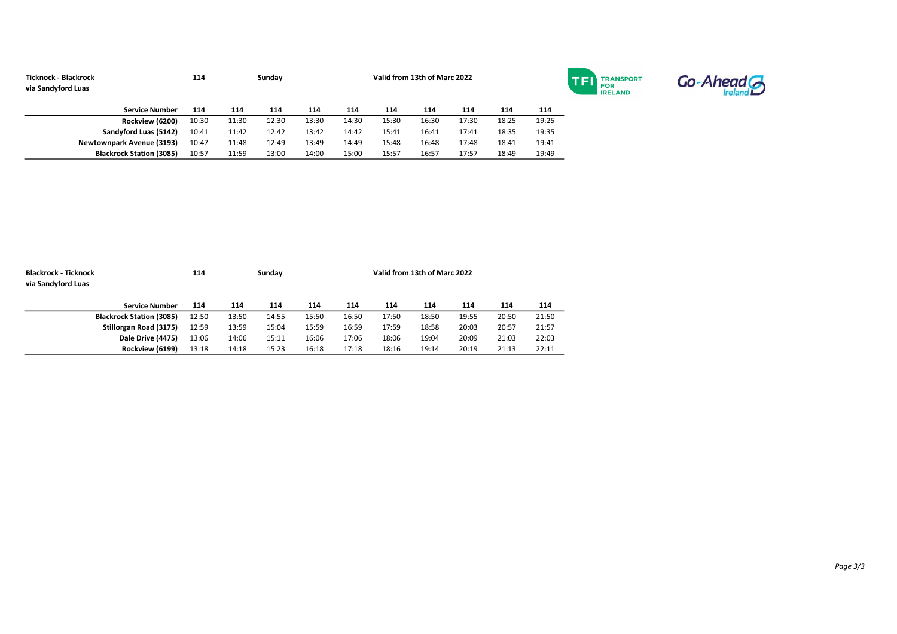**Ticknock - Blackrock**
**via Sandyford Luas**

**114** **Sunday** **Valid from 13th of Marc 2022**

TFI TRANSPORT FOR IRELAND

Go-Ahead Ireland

| Service Number | 114 | 114 | 114 | 114 | 114 | 114 | 114 | 114 | 114 | 114 |
|---|---|---|---|---|---|---|---|---|---|---|
| Rockview (6200) | 10:30 | 11:30 | 12:30 | 13:30 | 14:30 | 15:30 | 16:30 | 17:30 | 18:25 | 19:25 |
| Sandyford Luas (5142) | 10:41 | 11:42 | 12:42 | 13:42 | 14:42 | 15:41 | 16:41 | 17:41 | 18:35 | 19:35 |
| Newtownpark Avenue (3193) | 10:47 | 11:48 | 12:49 | 13:49 | 14:49 | 15:48 | 16:48 | 17:48 | 18:41 | 19:41 |
| Blackrock Station (3085) | 10:57 | 11:59 | 13:00 | 14:00 | 15:00 | 15:57 | 16:57 | 17:57 | 18:49 | 19:49 |

**Blackrock - Ticknock**
**via Sandyford Luas**

**114** **Sunday** **Valid from 13th of Marc 2022**

| Service Number | 114 | 114 | 114 | 114 | 114 | 114 | 114 | 114 | 114 | 114 |
|---|---|---|---|---|---|---|---|---|---|---|
| Blackrock Station (3085) | 12:50 | 13:50 | 14:55 | 15:50 | 16:50 | 17:50 | 18:50 | 19:55 | 20:50 | 21:50 |
| Stillorgan Road (3175) | 12:59 | 13:59 | 15:04 | 15:59 | 16:59 | 17:59 | 18:58 | 20:03 | 20:57 | 21:57 |
| Dale Drive (4475) | 13:06 | 14:06 | 15:11 | 16:06 | 17:06 | 18:06 | 19:04 | 20:09 | 21:03 | 22:03 |
| Rockview (6199) | 13:18 | 14:18 | 15:23 | 16:18 | 17:18 | 18:16 | 19:14 | 20:19 | 21:13 | 22:11 |